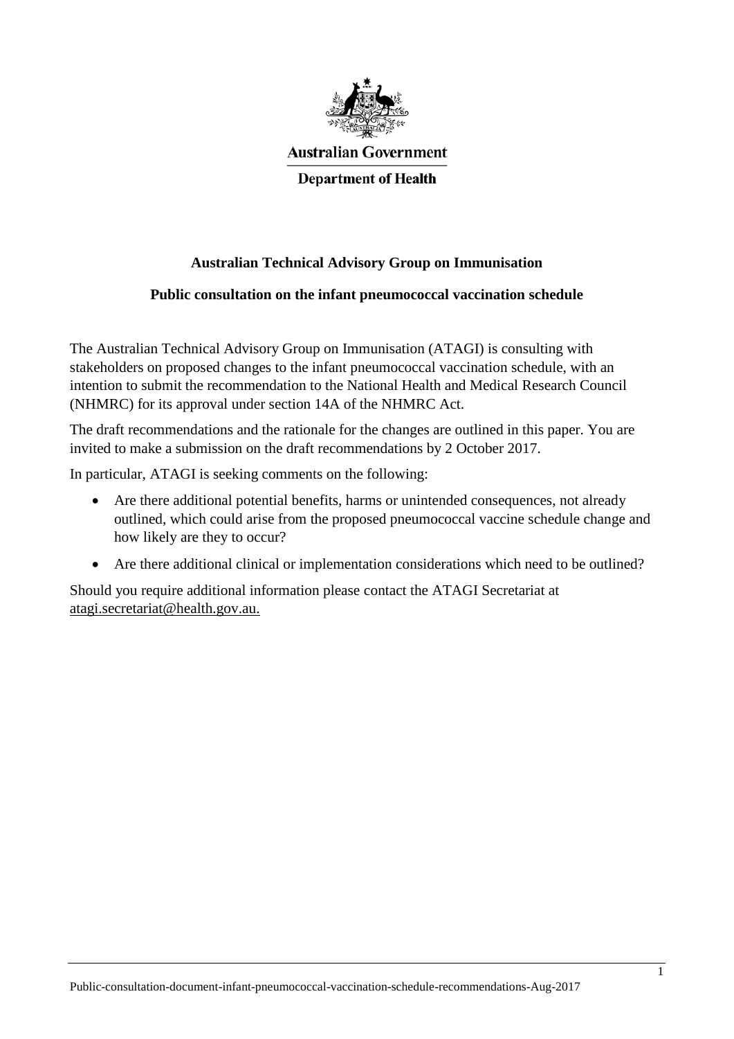Australian Government

Department of Health

# Australian Technical Advisory Group on Immunisation

## Public consultation on the infant pneumococcal vaccination schedule

The Australian Technical Advisory Group on Immunisation (ATAGI) is consulting with stakeholders on proposed changes to the infant pneumococcal vaccination schedule, with an intention to submit the recommendation to the National Health and Medical Research Council (NHMRC) for its approval under section 14A of the NHMRC Act.

The draft recommendations and the rationale for the changes are outlined in this paper. You are invited to make a submission on the draft recommendations by 2 October 2017.

In particular, ATAGI is seeking comments on the following:

- Are there additional potential benefits, harms or unintended consequences, not already outlined, which could arise from the proposed pneumococcal vaccine schedule change and how likely are they to occur?
- Are there additional clinical or implementation considerations which need to be outlined?

Should you require additional information please contact the ATAGI Secretariat at atagi.secretariat@health.gov.au.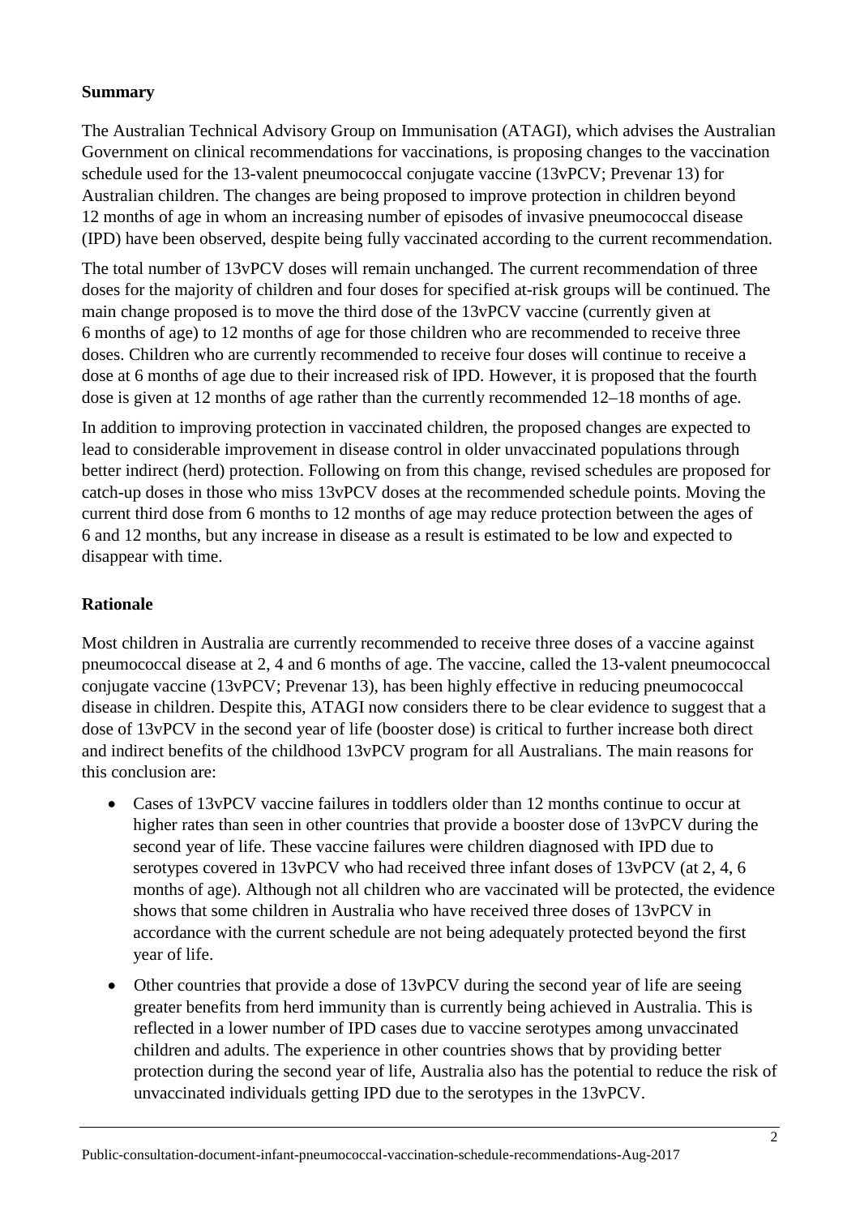**Summary**

The Australian Technical Advisory Group on Immunisation (ATAGI), which advises the Australian Government on clinical recommendations for vaccinations, is proposing changes to the vaccination schedule used for the 13-valent pneumococcal conjugate vaccine (13vPCV; Prevenar 13) for Australian children. The changes are being proposed to improve protection in children beyond 12 months of age in whom an increasing number of episodes of invasive pneumococcal disease (IPD) have been observed, despite being fully vaccinated according to the current recommendation.

The total number of 13vPCV doses will remain unchanged. The current recommendation of three doses for the majority of children and four doses for specified at-risk groups will be continued. The main change proposed is to move the third dose of the 13vPCV vaccine (currently given at 6 months of age) to 12 months of age for those children who are recommended to receive three doses. Children who are currently recommended to receive four doses will continue to receive a dose at 6 months of age due to their increased risk of IPD. However, it is proposed that the fourth dose is given at 12 months of age rather than the currently recommended 12–18 months of age.

In addition to improving protection in vaccinated children, the proposed changes are expected to lead to considerable improvement in disease control in older unvaccinated populations through better indirect (herd) protection. Following on from this change, revised schedules are proposed for catch-up doses in those who miss 13vPCV doses at the recommended schedule points. Moving the current third dose from 6 months to 12 months of age may reduce protection between the ages of 6 and 12 months, but any increase in disease as a result is estimated to be low and expected to disappear with time.

**Rationale**

Most children in Australia are currently recommended to receive three doses of a vaccine against pneumococcal disease at 2, 4 and 6 months of age. The vaccine, called the 13-valent pneumococcal conjugate vaccine (13vPCV; Prevenar 13), has been highly effective in reducing pneumococcal disease in children. Despite this, ATAGI now considers there to be clear evidence to suggest that a dose of 13vPCV in the second year of life (booster dose) is critical to further increase both direct and indirect benefits of the childhood 13vPCV program for all Australians. The main reasons for this conclusion are:

- Cases of 13vPCV vaccine failures in toddlers older than 12 months continue to occur at higher rates than seen in other countries that provide a booster dose of 13vPCV during the second year of life. These vaccine failures were children diagnosed with IPD due to serotypes covered in 13vPCV who had received three infant doses of 13vPCV (at 2, 4, 6 months of age). Although not all children who are vaccinated will be protected, the evidence shows that some children in Australia who have received three doses of 13vPCV in accordance with the current schedule are not being adequately protected beyond the first year of life.
- Other countries that provide a dose of 13vPCV during the second year of life are seeing greater benefits from herd immunity than is currently being achieved in Australia. This is reflected in a lower number of IPD cases due to vaccine serotypes among unvaccinated children and adults. The experience in other countries shows that by providing better protection during the second year of life, Australia also has the potential to reduce the risk of unvaccinated individuals getting IPD due to the serotypes in the 13vPCV.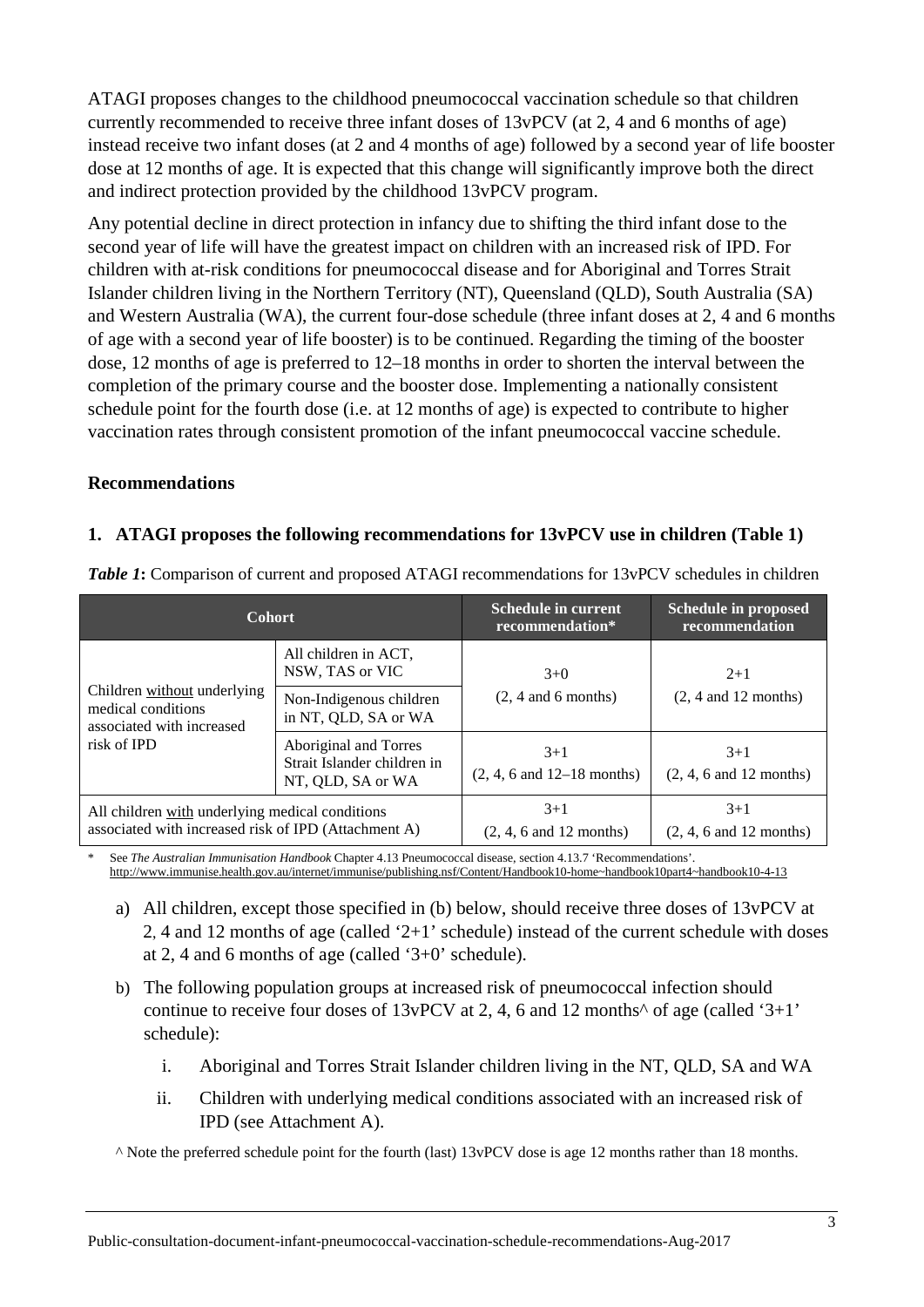ATAGI proposes changes to the childhood pneumococcal vaccination schedule so that children currently recommended to receive three infant doses of 13vPCV (at 2, 4 and 6 months of age) instead receive two infant doses (at 2 and 4 months of age) followed by a second year of life booster dose at 12 months of age. It is expected that this change will significantly improve both the direct and indirect protection provided by the childhood 13vPCV program.

Any potential decline in direct protection in infancy due to shifting the third infant dose to the second year of life will have the greatest impact on children with an increased risk of IPD. For children with at-risk conditions for pneumococcal disease and for Aboriginal and Torres Strait Islander children living in the Northern Territory (NT), Queensland (QLD), South Australia (SA) and Western Australia (WA), the current four-dose schedule (three infant doses at 2, 4 and 6 months of age with a second year of life booster) is to be continued. Regarding the timing of the booster dose, 12 months of age is preferred to 12–18 months in order to shorten the interval between the completion of the primary course and the booster dose. Implementing a nationally consistent schedule point for the fourth dose (i.e. at 12 months of age) is expected to contribute to higher vaccination rates through consistent promotion of the infant pneumococcal vaccine schedule.

**Recommendations**

## 1. ATAGI proposes the following recommendations for 13vPCV use in children (Table 1)

***Table 1*:** Comparison of current and proposed ATAGI recommendations for 13vPCV schedules in children

| Cohort | | Schedule in current recommendation* | Schedule in proposed recommendation |
|---|---|---|---|
| Children without underlying medical conditions associated with increased risk of IPD | All children in ACT, NSW, TAS or VIC | 3+0 (2, 4 and 6 months) | 2+1 (2, 4 and 12 months) |
| | Non-Indigenous children in NT, QLD, SA or WA | | |
| | Aboriginal and Torres Strait Islander children in NT, QLD, SA or WA | 3+1 (2, 4, 6 and 12–18 months) | 3+1 (2, 4, 6 and 12 months) |
| All children with underlying medical conditions associated with increased risk of IPD (Attachment A) | | 3+1 (2, 4, 6 and 12 months) | 3+1 (2, 4, 6 and 12 months) |

\* See *The Australian Immunisation Handbook* Chapter 4.13 Pneumococcal disease, section 4.13.7 'Recommendations'. http://www.immunise.health.gov.au/internet/immunise/publishing.nsf/Content/Handbook10-home~handbook10part4~handbook10-4-13

a) All children, except those specified in (b) below, should receive three doses of 13vPCV at 2, 4 and 12 months of age (called '2+1' schedule) instead of the current schedule with doses at 2, 4 and 6 months of age (called '3+0' schedule).

b) The following population groups at increased risk of pneumococcal infection should continue to receive four doses of 13vPCV at 2, 4, 6 and 12 months^ of age (called '3+1' schedule):

   i. Aboriginal and Torres Strait Islander children living in the NT, QLD, SA and WA

   ii. Children with underlying medical conditions associated with an increased risk of IPD (see Attachment A).

^ Note the preferred schedule point for the fourth (last) 13vPCV dose is age 12 months rather than 18 months.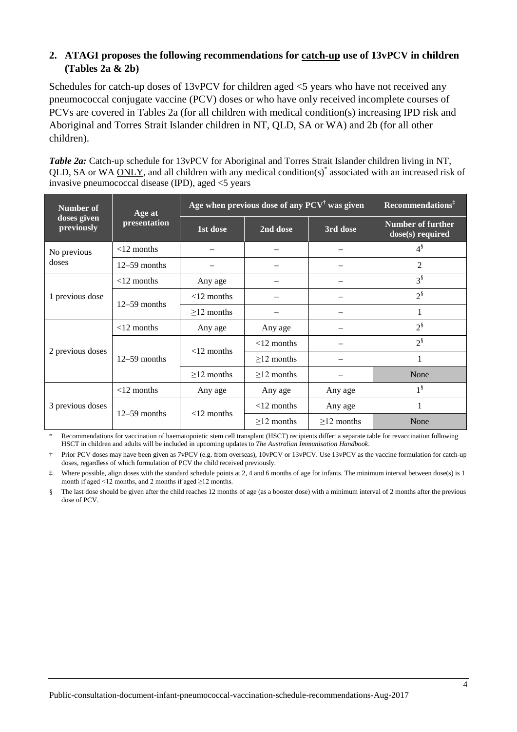## 2. ATAGI proposes the following recommendations for catch-up use of 13vPCV in children (Tables 2a & 2b)

Schedules for catch-up doses of 13vPCV for children aged <5 years who have not received any pneumococcal conjugate vaccine (PCV) doses or who have only received incomplete courses of PCVs are covered in Tables 2a (for all children with medical condition(s) increasing IPD risk and Aboriginal and Torres Strait Islander children in NT, QLD, SA or WA) and 2b (for all other children).

***Table 2a:*** Catch-up schedule for 13vPCV for Aboriginal and Torres Strait Islander children living in NT, QLD, SA or WA ONLY, and all children with any medical condition(s)* associated with an increased risk of invasive pneumococcal disease (IPD), aged <5 years

| Number of doses given previously | Age at presentation | Age when previous dose of any PCV† was given | | | Recommendations‡ |
|---|---|---|---|---|---|
| | | 1st dose | 2nd dose | 3rd dose | Number of further dose(s) required |
| No previous doses | <12 months | – | – | – | 4§ |
| | 12–59 months | – | – | – | 2 |
| 1 previous dose | <12 months | Any age | – | – | 3§ |
| | 12–59 months | <12 months | – | – | 2§ |
| | | ≥12 months | – | – | 1 |
| 2 previous doses | <12 months | Any age | Any age | – | 2§ |
| | 12–59 months | <12 months | <12 months | – | 2§ |
| | | | ≥12 months | – | 1 |
| | | ≥12 months | ≥12 months | – | None |
| 3 previous doses | <12 months | Any age | Any age | Any age | 1§ |
| | 12–59 months | <12 months | <12 months | Any age | 1 |
| | | | ≥12 months | ≥12 months | None |

\* Recommendations for vaccination of haematopoietic stem cell transplant (HSCT) recipients differ: a separate table for revaccination following HSCT in children and adults will be included in upcoming updates to *The Australian Immunisation Handbook*.

† Prior PCV doses may have been given as 7vPCV (e.g. from overseas), 10vPCV or 13vPCV. Use 13vPCV as the vaccine formulation for catch-up doses, regardless of which formulation of PCV the child received previously.

‡ Where possible, align doses with the standard schedule points at 2, 4 and 6 months of age for infants. The minimum interval between dose(s) is 1 month if aged <12 months, and 2 months if aged ≥12 months.

§ The last dose should be given after the child reaches 12 months of age (as a booster dose) with a minimum interval of 2 months after the previous dose of PCV.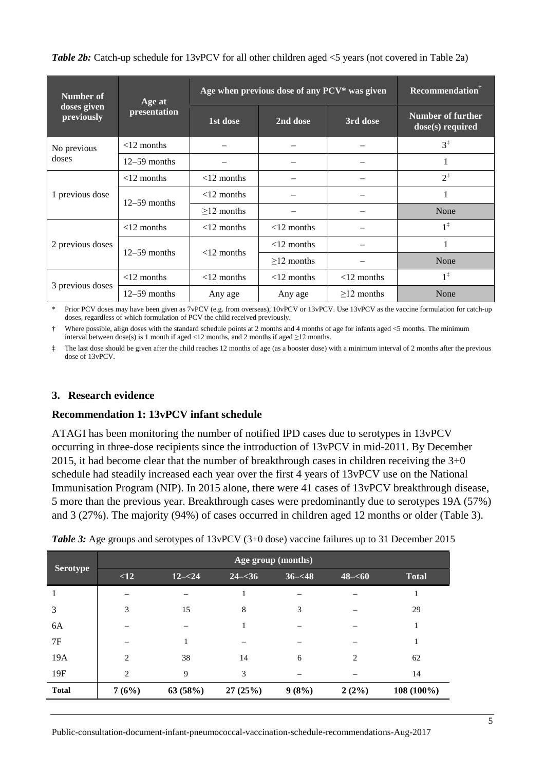***Table 2b:*** Catch-up schedule for 13vPCV for all other children aged <5 years (not covered in Table 2a)

| Number of doses given previously | Age at presentation | Age when previous dose of any PCV* was given | | | Recommendation† |
|---|---|---|---|---|---|
| | | 1st dose | 2nd dose | 3rd dose | Number of further dose(s) required |
| No previous doses | <12 months | – | – | – | 3‡ |
| | 12–59 months | – | – | – | 1 |
| 1 previous dose | <12 months | <12 months | – | – | 2‡ |
| | 12–59 months | <12 months | – | – | 1 |
| | | ≥12 months | – | – | None |
| 2 previous doses | <12 months | <12 months | <12 months | – | 1‡ |
| | 12–59 months | <12 months | <12 months | – | 1 |
| | | | ≥12 months | – | None |
| 3 previous doses | <12 months | <12 months | <12 months | <12 months | 1‡ |
| | 12–59 months | Any age | Any age | ≥12 months | None |

\* Prior PCV doses may have been given as 7vPCV (e.g. from overseas), 10vPCV or 13vPCV. Use 13vPCV as the vaccine formulation for catch-up doses, regardless of which formulation of PCV the child received previously.

† Where possible, align doses with the standard schedule points at 2 months and 4 months of age for infants aged <5 months. The minimum interval between dose(s) is 1 month if aged <12 months, and 2 months if aged ≥12 months.

‡ The last dose should be given after the child reaches 12 months of age (as a booster dose) with a minimum interval of 2 months after the previous dose of 13vPCV.

## 3. Research evidence

### Recommendation 1: 13vPCV infant schedule

ATAGI has been monitoring the number of notified IPD cases due to serotypes in 13vPCV occurring in three-dose recipients since the introduction of 13vPCV in mid-2011. By December 2015, it had become clear that the number of breakthrough cases in children receiving the 3+0 schedule had steadily increased each year over the first 4 years of 13vPCV use on the National Immunisation Program (NIP). In 2015 alone, there were 41 cases of 13vPCV breakthrough disease, 5 more than the previous year. Breakthrough cases were predominantly due to serotypes 19A (57%) and 3 (27%). The majority (94%) of cases occurred in children aged 12 months or older (Table 3).

***Table 3:*** Age groups and serotypes of 13vPCV (3+0 dose) vaccine failures up to 31 December 2015

| Serotype | Age group (months) | | | | | |
|---|---|---|---|---|---|---|
| | <12 | 12–<24 | 24–<36 | 36–<48 | 48–<60 | Total |
| 1 | – | – | 1 | – | – | 1 |
| 3 | 3 | 15 | 8 | 3 | – | 29 |
| 6A | – | – | 1 | – | – | 1 |
| 7F | – | 1 | – | – | – | 1 |
| 19A | 2 | 38 | 14 | 6 | 2 | 62 |
| 19F | 2 | 9 | 3 | – | – | 14 |
| **Total** | **7 (6%)** | **63 (58%)** | **27 (25%)** | **9 (8%)** | **2 (2%)** | **108 (100%)** |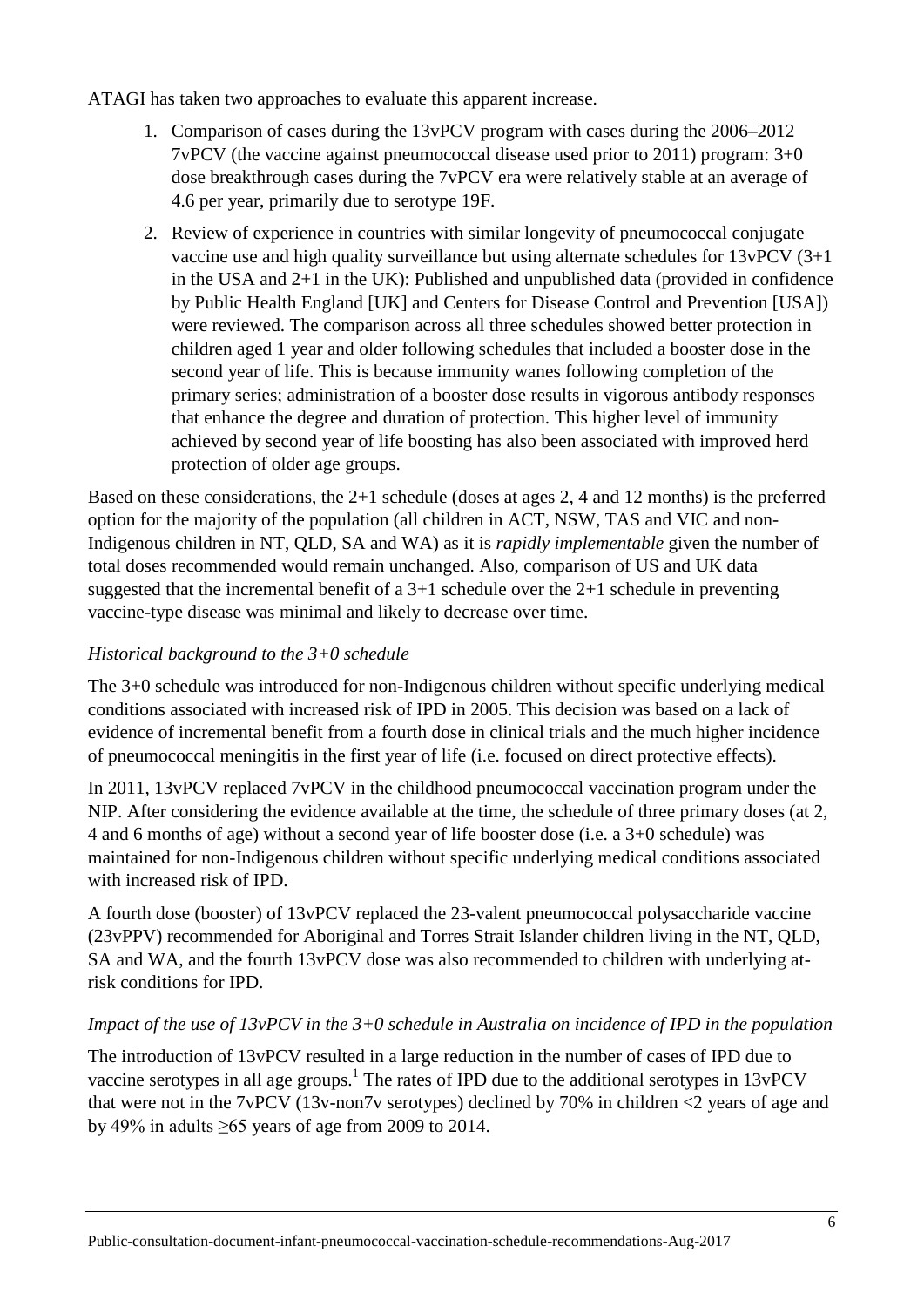ATAGI has taken two approaches to evaluate this apparent increase.

1. Comparison of cases during the 13vPCV program with cases during the 2006–2012 7vPCV (the vaccine against pneumococcal disease used prior to 2011) program: 3+0 dose breakthrough cases during the 7vPCV era were relatively stable at an average of 4.6 per year, primarily due to serotype 19F.
2. Review of experience in countries with similar longevity of pneumococcal conjugate vaccine use and high quality surveillance but using alternate schedules for 13vPCV (3+1 in the USA and 2+1 in the UK): Published and unpublished data (provided in confidence by Public Health England [UK] and Centers for Disease Control and Prevention [USA]) were reviewed. The comparison across all three schedules showed better protection in children aged 1 year and older following schedules that included a booster dose in the second year of life. This is because immunity wanes following completion of the primary series; administration of a booster dose results in vigorous antibody responses that enhance the degree and duration of protection. This higher level of immunity achieved by second year of life boosting has also been associated with improved herd protection of older age groups.

Based on these considerations, the 2+1 schedule (doses at ages 2, 4 and 12 months) is the preferred option for the majority of the population (all children in ACT, NSW, TAS and VIC and non-Indigenous children in NT, QLD, SA and WA) as it is *rapidly implementable* given the number of total doses recommended would remain unchanged. Also, comparison of US and UK data suggested that the incremental benefit of a 3+1 schedule over the 2+1 schedule in preventing vaccine-type disease was minimal and likely to decrease over time.

*Historical background to the 3+0 schedule*

The 3+0 schedule was introduced for non-Indigenous children without specific underlying medical conditions associated with increased risk of IPD in 2005. This decision was based on a lack of evidence of incremental benefit from a fourth dose in clinical trials and the much higher incidence of pneumococcal meningitis in the first year of life (i.e. focused on direct protective effects).

In 2011, 13vPCV replaced 7vPCV in the childhood pneumococcal vaccination program under the NIP. After considering the evidence available at the time, the schedule of three primary doses (at 2, 4 and 6 months of age) without a second year of life booster dose (i.e. a 3+0 schedule) was maintained for non-Indigenous children without specific underlying medical conditions associated with increased risk of IPD.

A fourth dose (booster) of 13vPCV replaced the 23-valent pneumococcal polysaccharide vaccine (23vPPV) recommended for Aboriginal and Torres Strait Islander children living in the NT, QLD, SA and WA, and the fourth 13vPCV dose was also recommended to children with underlying at-risk conditions for IPD.

*Impact of the use of 13vPCV in the 3+0 schedule in Australia on incidence of IPD in the population*

The introduction of 13vPCV resulted in a large reduction in the number of cases of IPD due to vaccine serotypes in all age groups.[1] The rates of IPD due to the additional serotypes in 13vPCV that were not in the 7vPCV (13v-non7v serotypes) declined by 70% in children <2 years of age and by 49% in adults ≥65 years of age from 2009 to 2014.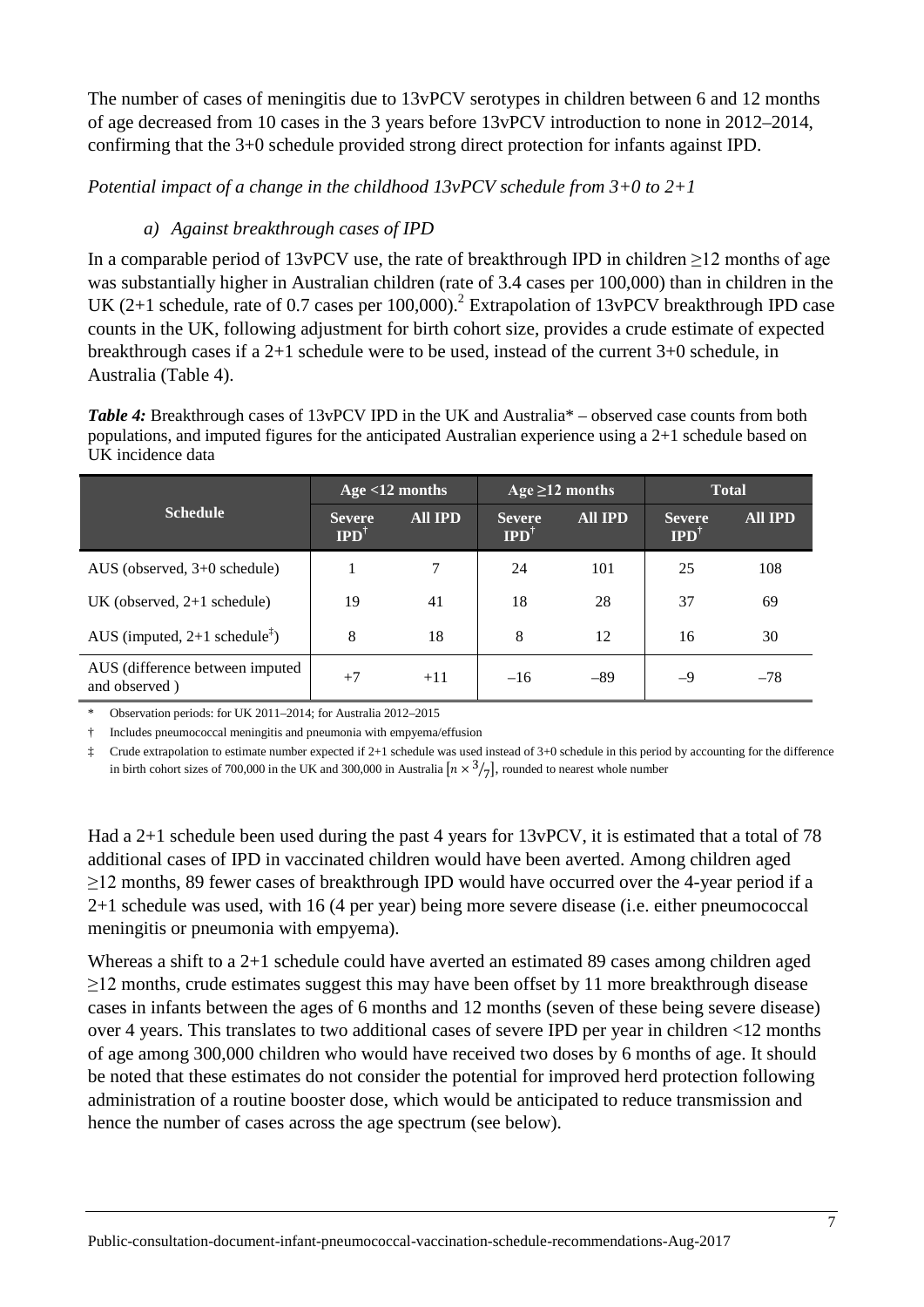The number of cases of meningitis due to 13vPCV serotypes in children between 6 and 12 months of age decreased from 10 cases in the 3 years before 13vPCV introduction to none in 2012–2014, confirming that the 3+0 schedule provided strong direct protection for infants against IPD.

*Potential impact of a change in the childhood 13vPCV schedule from 3+0 to 2+1*

*a) Against breakthrough cases of IPD*

In a comparable period of 13vPCV use, the rate of breakthrough IPD in children ≥12 months of age was substantially higher in Australian children (rate of 3.4 cases per 100,000) than in children in the UK (2+1 schedule, rate of 0.7 cases per 100,000).[2] Extrapolation of 13vPCV breakthrough IPD case counts in the UK, following adjustment for birth cohort size, provides a crude estimate of expected breakthrough cases if a 2+1 schedule were to be used, instead of the current 3+0 schedule, in Australia (Table 4).

***Table 4:*** Breakthrough cases of 13vPCV IPD in the UK and Australia* – observed case counts from both populations, and imputed figures for the anticipated Australian experience using a 2+1 schedule based on UK incidence data

| Schedule | Age <12 months | | Age ≥12 months | | Total | |
|---|---|---|---|---|---|---|
| | Severe IPD† | All IPD | Severe IPD† | All IPD | Severe IPD† | All IPD |
| AUS (observed, 3+0 schedule) | 1 | 7 | 24 | 101 | 25 | 108 |
| UK (observed, 2+1 schedule) | 19 | 41 | 18 | 28 | 37 | 69 |
| AUS (imputed, 2+1 schedule‡) | 8 | 18 | 8 | 12 | 16 | 30 |
| AUS (difference between imputed and observed ) | +7 | +11 | –16 | –89 | –9 | –78 |

\* Observation periods: for UK 2011–2014; for Australia 2012–2015

† Includes pneumococcal meningitis and pneumonia with empyema/effusion

‡ Crude extrapolation to estimate number expected if 2+1 schedule was used instead of 3+0 schedule in this period by accounting for the difference in birth cohort sizes of 700,000 in the UK and 300,000 in Australia $[n \times 3/7]$, rounded to nearest whole number

Had a 2+1 schedule been used during the past 4 years for 13vPCV, it is estimated that a total of 78 additional cases of IPD in vaccinated children would have been averted. Among children aged ≥12 months, 89 fewer cases of breakthrough IPD would have occurred over the 4-year period if a 2+1 schedule was used, with 16 (4 per year) being more severe disease (i.e. either pneumococcal meningitis or pneumonia with empyema).

Whereas a shift to a 2+1 schedule could have averted an estimated 89 cases among children aged ≥12 months, crude estimates suggest this may have been offset by 11 more breakthrough disease cases in infants between the ages of 6 months and 12 months (seven of these being severe disease) over 4 years. This translates to two additional cases of severe IPD per year in children <12 months of age among 300,000 children who would have received two doses by 6 months of age. It should be noted that these estimates do not consider the potential for improved herd protection following administration of a routine booster dose, which would be anticipated to reduce transmission and hence the number of cases across the age spectrum (see below).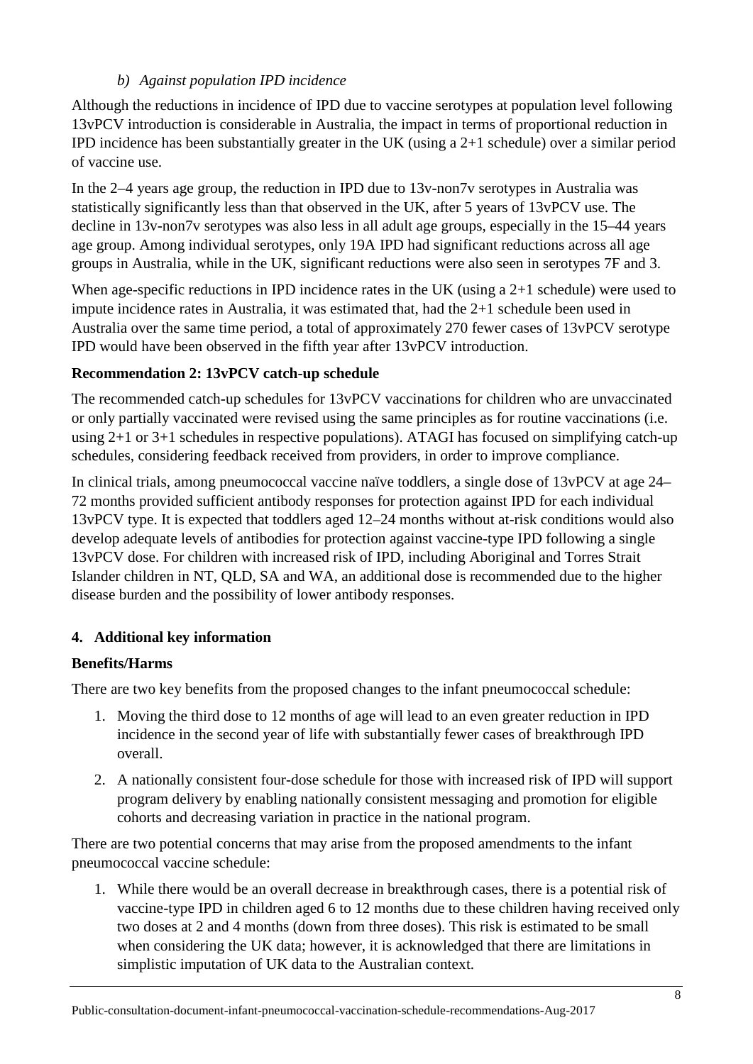*b) Against population IPD incidence*

Although the reductions in incidence of IPD due to vaccine serotypes at population level following 13vPCV introduction is considerable in Australia, the impact in terms of proportional reduction in IPD incidence has been substantially greater in the UK (using a 2+1 schedule) over a similar period of vaccine use.

In the 2–4 years age group, the reduction in IPD due to 13v-non7v serotypes in Australia was statistically significantly less than that observed in the UK, after 5 years of 13vPCV use. The decline in 13v-non7v serotypes was also less in all adult age groups, especially in the 15–44 years age group. Among individual serotypes, only 19A IPD had significant reductions across all age groups in Australia, while in the UK, significant reductions were also seen in serotypes 7F and 3.

When age-specific reductions in IPD incidence rates in the UK (using a 2+1 schedule) were used to impute incidence rates in Australia, it was estimated that, had the 2+1 schedule been used in Australia over the same time period, a total of approximately 270 fewer cases of 13vPCV serotype IPD would have been observed in the fifth year after 13vPCV introduction.

**Recommendation 2: 13vPCV catch-up schedule**

The recommended catch-up schedules for 13vPCV vaccinations for children who are unvaccinated or only partially vaccinated were revised using the same principles as for routine vaccinations (i.e. using 2+1 or 3+1 schedules in respective populations). ATAGI has focused on simplifying catch-up schedules, considering feedback received from providers, in order to improve compliance.

In clinical trials, among pneumococcal vaccine naïve toddlers, a single dose of 13vPCV at age 24–72 months provided sufficient antibody responses for protection against IPD for each individual 13vPCV type. It is expected that toddlers aged 12–24 months without at-risk conditions would also develop adequate levels of antibodies for protection against vaccine-type IPD following a single 13vPCV dose. For children with increased risk of IPD, including Aboriginal and Torres Strait Islander children in NT, QLD, SA and WA, an additional dose is recommended due to the higher disease burden and the possibility of lower antibody responses.

## 4. Additional key information

**Benefits/Harms**

There are two key benefits from the proposed changes to the infant pneumococcal schedule:

1. Moving the third dose to 12 months of age will lead to an even greater reduction in IPD incidence in the second year of life with substantially fewer cases of breakthrough IPD overall.
2. A nationally consistent four-dose schedule for those with increased risk of IPD will support program delivery by enabling nationally consistent messaging and promotion for eligible cohorts and decreasing variation in practice in the national program.

There are two potential concerns that may arise from the proposed amendments to the infant pneumococcal vaccine schedule:

1. While there would be an overall decrease in breakthrough cases, there is a potential risk of vaccine-type IPD in children aged 6 to 12 months due to these children having received only two doses at 2 and 4 months (down from three doses). This risk is estimated to be small when considering the UK data; however, it is acknowledged that there are limitations in simplistic imputation of UK data to the Australian context.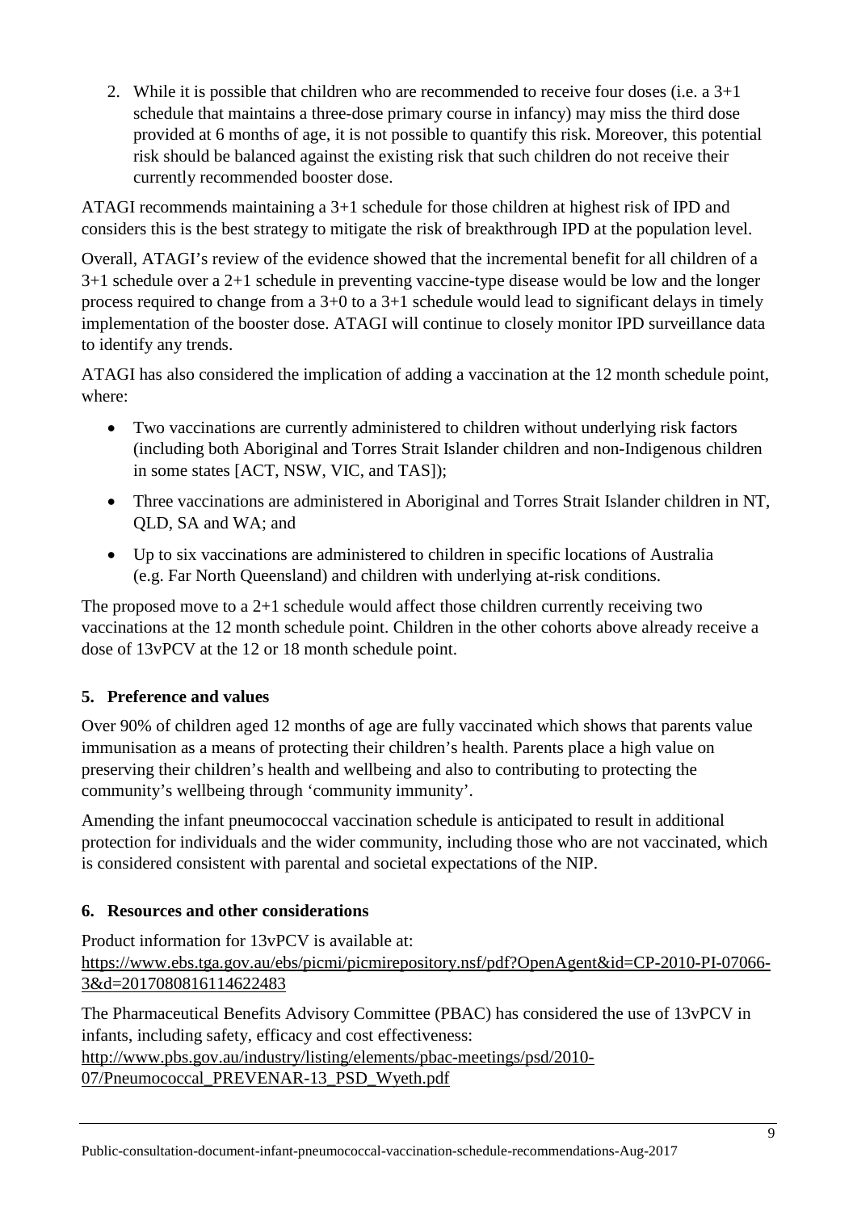2. While it is possible that children who are recommended to receive four doses (i.e. a 3+1 schedule that maintains a three-dose primary course in infancy) may miss the third dose provided at 6 months of age, it is not possible to quantify this risk. Moreover, this potential risk should be balanced against the existing risk that such children do not receive their currently recommended booster dose.

ATAGI recommends maintaining a 3+1 schedule for those children at highest risk of IPD and considers this is the best strategy to mitigate the risk of breakthrough IPD at the population level.

Overall, ATAGI's review of the evidence showed that the incremental benefit for all children of a 3+1 schedule over a 2+1 schedule in preventing vaccine-type disease would be low and the longer process required to change from a 3+0 to a 3+1 schedule would lead to significant delays in timely implementation of the booster dose. ATAGI will continue to closely monitor IPD surveillance data to identify any trends.

ATAGI has also considered the implication of adding a vaccination at the 12 month schedule point, where:

- Two vaccinations are currently administered to children without underlying risk factors (including both Aboriginal and Torres Strait Islander children and non-Indigenous children in some states [ACT, NSW, VIC, and TAS]);
- Three vaccinations are administered in Aboriginal and Torres Strait Islander children in NT, QLD, SA and WA; and
- Up to six vaccinations are administered to children in specific locations of Australia (e.g. Far North Queensland) and children with underlying at-risk conditions.

The proposed move to a 2+1 schedule would affect those children currently receiving two vaccinations at the 12 month schedule point. Children in the other cohorts above already receive a dose of 13vPCV at the 12 or 18 month schedule point.

## 5. Preference and values

Over 90% of children aged 12 months of age are fully vaccinated which shows that parents value immunisation as a means of protecting their children's health. Parents place a high value on preserving their children's health and wellbeing and also to contributing to protecting the community's wellbeing through 'community immunity'.

Amending the infant pneumococcal vaccination schedule is anticipated to result in additional protection for individuals and the wider community, including those who are not vaccinated, which is considered consistent with parental and societal expectations of the NIP.

## 6. Resources and other considerations

Product information for 13vPCV is available at:
https://www.ebs.tga.gov.au/ebs/picmi/picmirepository.nsf/pdf?OpenAgent&id=CP-2010-PI-07066-3&d=2017080816114622483

The Pharmaceutical Benefits Advisory Committee (PBAC) has considered the use of 13vPCV in infants, including safety, efficacy and cost effectiveness:
http://www.pbs.gov.au/industry/listing/elements/pbac-meetings/psd/2010-07/Pneumococcal_PREVENAR-13_PSD_Wyeth.pdf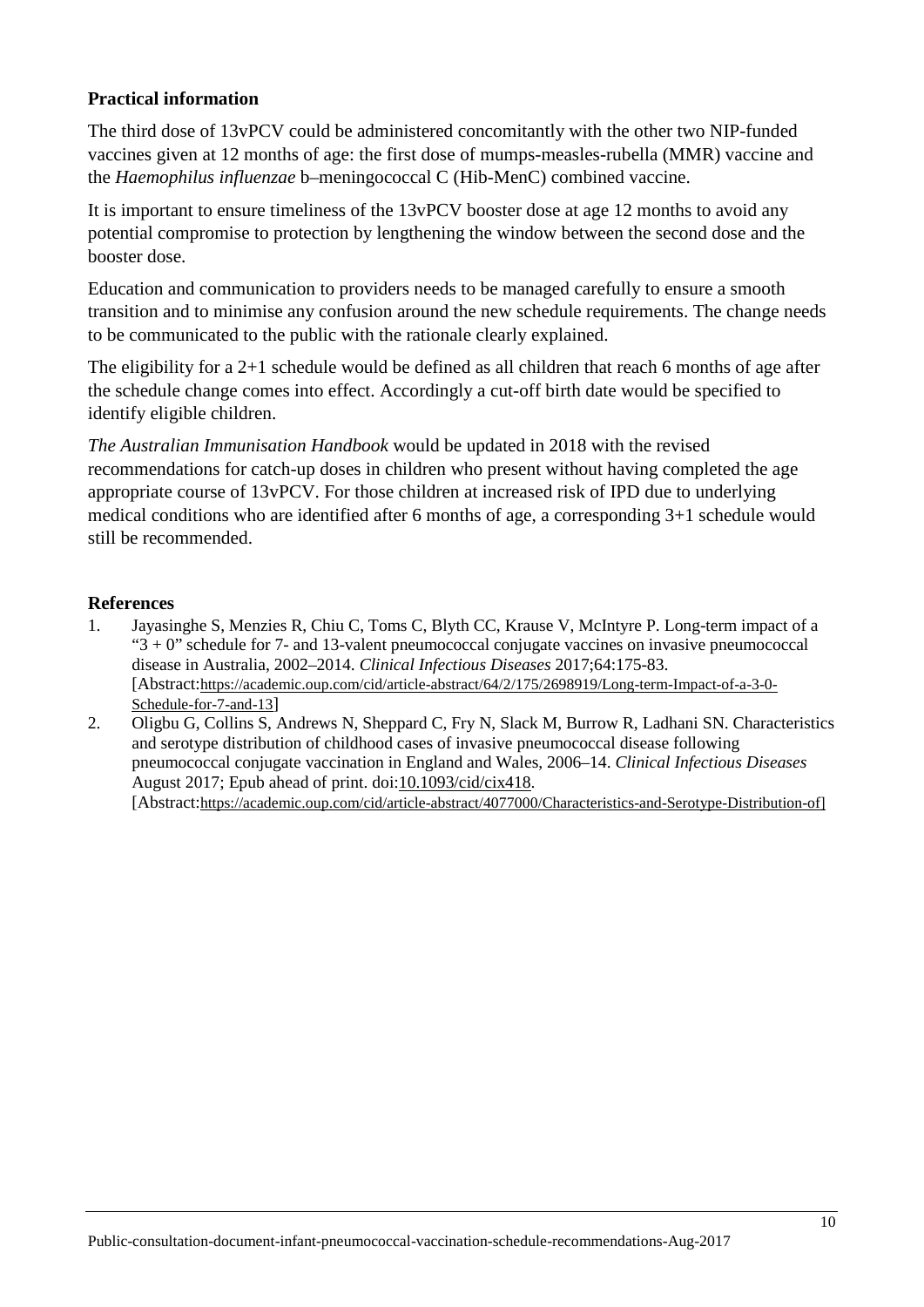## Practical information

The third dose of 13vPCV could be administered concomitantly with the other two NIP-funded vaccines given at 12 months of age: the first dose of mumps-measles-rubella (MMR) vaccine and the *Haemophilus influenzae* b–meningococcal C (Hib-MenC) combined vaccine.

It is important to ensure timeliness of the 13vPCV booster dose at age 12 months to avoid any potential compromise to protection by lengthening the window between the second dose and the booster dose.

Education and communication to providers needs to be managed carefully to ensure a smooth transition and to minimise any confusion around the new schedule requirements. The change needs to be communicated to the public with the rationale clearly explained.

The eligibility for a 2+1 schedule would be defined as all children that reach 6 months of age after the schedule change comes into effect. Accordingly a cut-off birth date would be specified to identify eligible children.

*The Australian Immunisation Handbook* would be updated in 2018 with the revised recommendations for catch-up doses in children who present without having completed the age appropriate course of 13vPCV. For those children at increased risk of IPD due to underlying medical conditions who are identified after 6 months of age, a corresponding 3+1 schedule would still be recommended.

## References

1. Jayasinghe S, Menzies R, Chiu C, Toms C, Blyth CC, Krause V, McIntyre P. Long-term impact of a "3 + 0" schedule for 7- and 13-valent pneumococcal conjugate vaccines on invasive pneumococcal disease in Australia, 2002–2014. *Clinical Infectious Diseases* 2017;64:175-83. [Abstract:https://academic.oup.com/cid/article-abstract/64/2/175/2698919/Long-term-Impact-of-a-3-0-Schedule-for-7-and-13]
2. Oligbu G, Collins S, Andrews N, Sheppard C, Fry N, Slack M, Burrow R, Ladhani SN. Characteristics and serotype distribution of childhood cases of invasive pneumococcal disease following pneumococcal conjugate vaccination in England and Wales, 2006–14. *Clinical Infectious Diseases* August 2017; Epub ahead of print. doi:10.1093/cid/cix418. [Abstract:https://academic.oup.com/cid/article-abstract/4077000/Characteristics-and-Serotype-Distribution-of]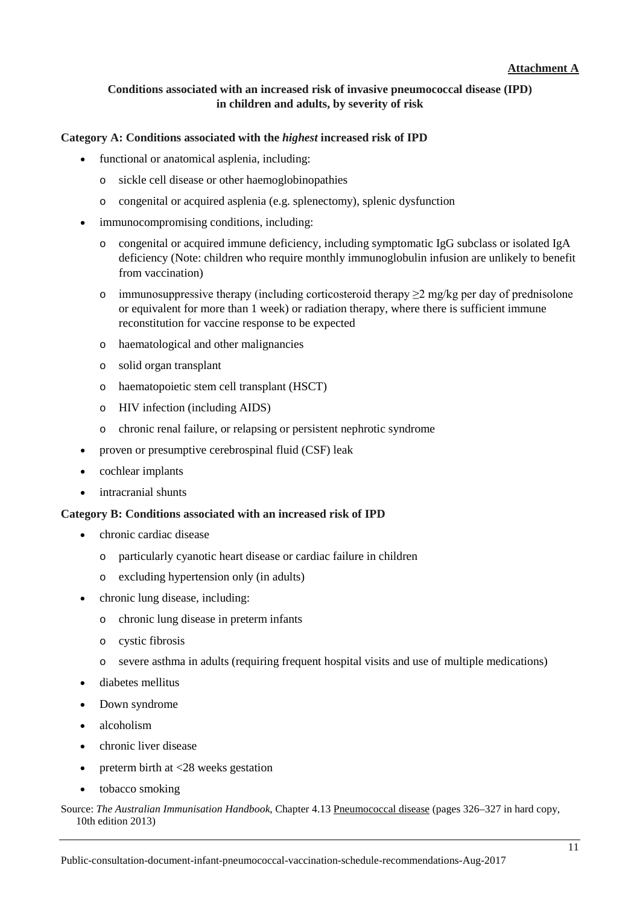**Attachment A**

## Conditions associated with an increased risk of invasive pneumococcal disease (IPD) in children and adults, by severity of risk

### Category A: Conditions associated with the *highest* increased risk of IPD

- functional or anatomical asplenia, including:
  - sickle cell disease or other haemoglobinopathies
  - congenital or acquired asplenia (e.g. splenectomy), splenic dysfunction
- immunocompromising conditions, including:
  - congenital or acquired immune deficiency, including symptomatic IgG subclass or isolated IgA deficiency (Note: children who require monthly immunoglobulin infusion are unlikely to benefit from vaccination)
  - immunosuppressive therapy (including corticosteroid therapy ≥2 mg/kg per day of prednisolone or equivalent for more than 1 week) or radiation therapy, where there is sufficient immune reconstitution for vaccine response to be expected
  - haematological and other malignancies
  - solid organ transplant
  - haematopoietic stem cell transplant (HSCT)
  - HIV infection (including AIDS)
  - chronic renal failure, or relapsing or persistent nephrotic syndrome
- proven or presumptive cerebrospinal fluid (CSF) leak
- cochlear implants
- intracranial shunts

### Category B: Conditions associated with an increased risk of IPD

- chronic cardiac disease
  - particularly cyanotic heart disease or cardiac failure in children
  - excluding hypertension only (in adults)
- chronic lung disease, including:
  - chronic lung disease in preterm infants
  - cystic fibrosis
  - severe asthma in adults (requiring frequent hospital visits and use of multiple medications)
- diabetes mellitus
- Down syndrome
- alcoholism
- chronic liver disease
- preterm birth at <28 weeks gestation
- tobacco smoking

Source: *The Australian Immunisation Handbook*, Chapter 4.13 Pneumococcal disease (pages 326–327 in hard copy, 10th edition 2013)